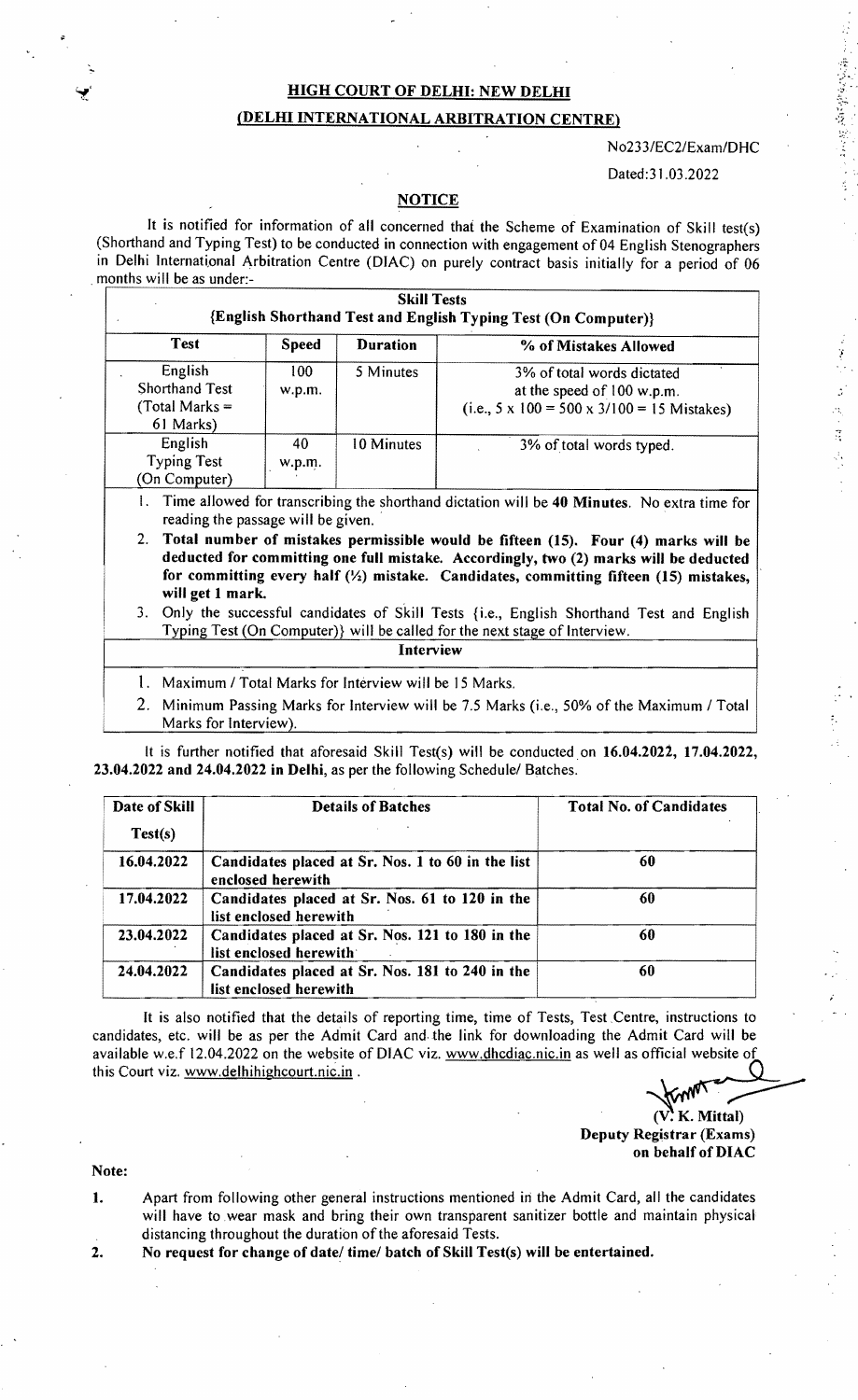## HIGH COURT OF DELHI: NEW DELHI

## (DELHI INTERNATIONAL ARBITRATION CENTRE)

No233/EC2/Exam/DHC

Dated:31.03.2022

### NOTICE

It is notified for information of all concerned that the Scheme of Examination of Skill test(s) (Shorthand and Typing Test) to be conducted in connection with engagement of 04 English Stenographers in Delhi International Arbitration Centre (DIAC) on purely contract basis initially for a period of 06 months will be as under:-

| **Skill Tests {English Shorthand Test and English Typing Test (On Computer)}** | | | |
|---|---|---|---|
| **Test** | **Speed** | **Duration** | **% of Mistakes Allowed** |
| English Shorthand Test (Total Marks = 61 Marks) | 100 w.p.m. | 5 Minutes | 3% of total words dictated at the speed of 100 w.p.m. (i.e., 5 x 100 = 500 x 3/100 = 15 Mistakes) |
| English Typing Test (On Computer) | 40 w.p.m. | 10 Minutes | 3% of total words typed. |

1. Time allowed for transcribing the shorthand dictation will be **40 Minutes**. No extra time for reading the passage will be given.
2. **Total number of mistakes permissible would be fifteen (15). Four (4) marks will be deducted for committing one full mistake. Accordingly, two (2) marks will be deducted for committing every half (½) mistake. Candidates, committing fifteen (15) mistakes, will get 1 mark.**
3. Only the successful candidates of Skill Tests {i.e., English Shorthand Test and English Typing Test (On Computer)} will be called for the next stage of Interview.

**Interview**

1. Maximum / Total Marks for Interview will be 15 Marks.
2. Minimum Passing Marks for Interview will be 7.5 Marks (i.e., 50% of the Maximum / Total Marks for Interview).

It is further notified that aforesaid Skill Test(s) will be conducted on **16.04.2022, 17.04.2022, 23.04.2022 and 24.04.2022 in Delhi**, as per the following Schedule/ Batches.

| Date of Skill Test(s) | Details of Batches | Total No. of Candidates |
|---|---|---|
| **16.04.2022** | **Candidates placed at Sr. Nos. 1 to 60 in the list enclosed herewith** | **60** |
| **17.04.2022** | **Candidates placed at Sr. Nos. 61 to 120 in the list enclosed herewith** | **60** |
| **23.04.2022** | **Candidates placed at Sr. Nos. 121 to 180 in the list enclosed herewith** | **60** |
| **24.04.2022** | **Candidates placed at Sr. Nos. 181 to 240 in the list enclosed herewith** | **60** |

It is also notified that the details of reporting time, time of Tests, Test Centre, instructions to candidates, etc. will be as per the Admit Card and the link for downloading the Admit Card will be available w.e.f 12.04.2022 on the website of DIAC viz. www.dhcdiac.nic.in as well as official website of this Court viz. www.delhihighcourt.nic.in .

(V. K. Mittal)
**Deputy Registrar (Exams)**
**on behalf of DIAC**

**Note:**

1. Apart from following other general instructions mentioned in the Admit Card, all the candidates will have to wear mask and bring their own transparent sanitizer bottle and maintain physical distancing throughout the duration of the aforesaid Tests.
2. **No request for change of date/ time/ batch of Skill Test(s) will be entertained.**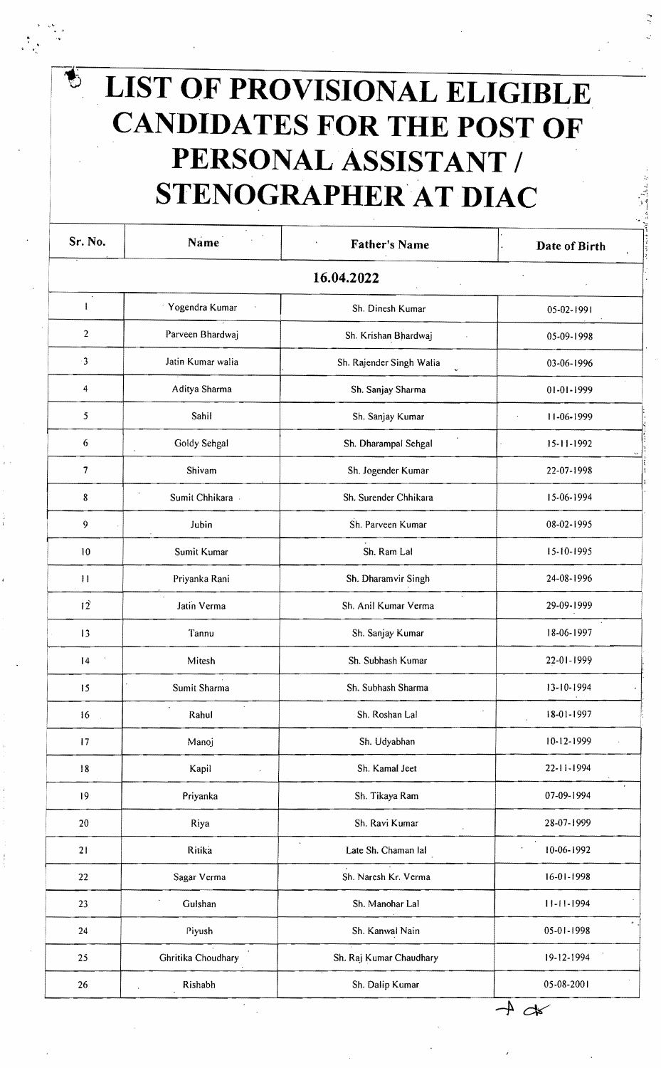# LIST OF PROVISIONAL ELIGIBLE CANDIDATES FOR THE POST OF PERSONAL ASSISTANT / STENOGRAPHER AT DIAC

| Sr. No. | Name | Father's Name | Date of Birth |
|---|---|---|---|
| | | **16.04.2022** | |
| 1 | Yogendra Kumar | Sh. Dinesh Kumar | 05-02-1991 |
| 2 | Parveen Bhardwaj | Sh. Krishan Bhardwaj | 05-09-1998 |
| 3 | Jatin Kumar walia | Sh. Rajender Singh Walia | 03-06-1996 |
| 4 | Aditya Sharma | Sh. Sanjay Sharma | 01-01-1999 |
| 5 | Sahil | Sh. Sanjay Kumar | 11-06-1999 |
| 6 | Goldy Sehgal | Sh. Dharampal Sehgal | 15-11-1992 |
| 7 | Shivam | Sh. Jogender Kumar | 22-07-1998 |
| 8 | Sumit Chhikara | Sh. Surender Chhikara | 15-06-1994 |
| 9 | Jubin | Sh. Parveen Kumar | 08-02-1995 |
| 10 | Sumit Kumar | Sh. Ram Lal | 15-10-1995 |
| 11 | Priyanka Rani | Sh. Dharamvir Singh | 24-08-1996 |
| 12 | Jatin Verma | Sh. Anil Kumar Verma | 29-09-1999 |
| 13 | Tannu | Sh. Sanjay Kumar | 18-06-1997 |
| 14 | Mitesh | Sh. Subhash Kumar | 22-01-1999 |
| 15 | Sumit Sharma | Sh. Subhash Sharma | 13-10-1994 |
| 16 | Rahul | Sh. Roshan Lal | 18-01-1997 |
| 17 | Manoj | Sh. Udyabhan | 10-12-1999 |
| 18 | Kapil | Sh. Kamal Jeet | 22-11-1994 |
| 19 | Priyanka | Sh. Tikaya Ram | 07-09-1994 |
| 20 | Riya | Sh. Ravi Kumar | 28-07-1999 |
| 21 | Ritika | Late Sh. Chaman lal | 10-06-1992 |
| 22 | Sagar Verma | Sh. Naresh Kr. Verma | 16-01-1998 |
| 23 | Gulshan | Sh. Manohar Lal | 11-11-1994 |
| 24 | Piyush | Sh. Kanwal Nain | 05-01-1998 |
| 25 | Ghritika Choudhary | Sh. Raj Kumar Chaudhary | 19-12-1994 |
| 26 | Rishabh | Sh. Dalip Kumar | 05-08-2001 |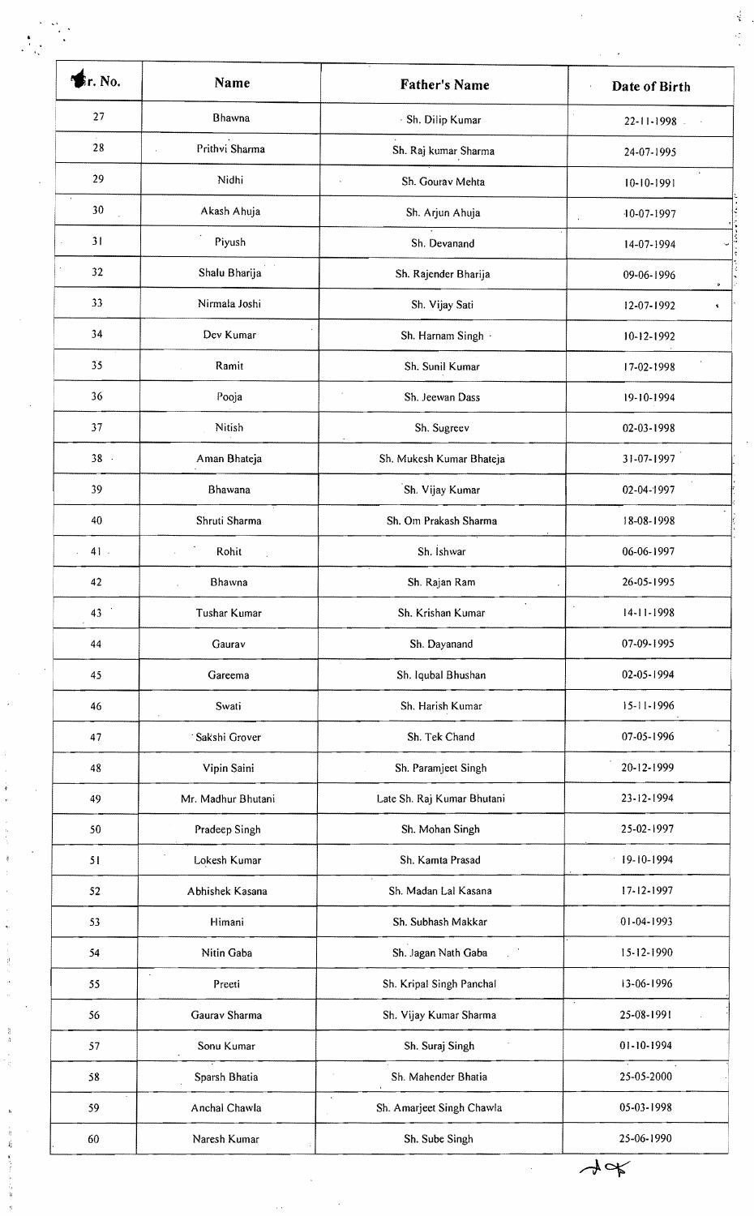| Sr. No. | Name | Father's Name | Date of Birth |
|---|---|---|---|
| 27 | Bhawna | Sh. Dilip Kumar | 22-11-1998 |
| 28 | Prithvi Sharma | Sh. Raj kumar Sharma | 24-07-1995 |
| 29 | Nidhi | Sh. Gourav Mehta | 10-10-1991 |
| 30 | Akash Ahuja | Sh. Arjun Ahuja | 10-07-1997 |
| 31 | Piyush | Sh. Devanand | 14-07-1994 |
| 32 | Shalu Bharija | Sh. Rajender Bharija | 09-06-1996 |
| 33 | Nirmala Joshi | Sh. Vijay Sati | 12-07-1992 |
| 34 | Dev Kumar | Sh. Harnam Singh | 10-12-1992 |
| 35 | Ramit | Sh. Sunil Kumar | 17-02-1998 |
| 36 | Pooja | Sh. Jeewan Dass | 19-10-1994 |
| 37 | Nitish | Sh. Sugreev | 02-03-1998 |
| 38 | Aman Bhateja | Sh. Mukesh Kumar Bhateja | 31-07-1997 |
| 39 | Bhawana | Sh. Vijay Kumar | 02-04-1997 |
| 40 | Shruti Sharma | Sh. Om Prakash Sharma | 18-08-1998 |
| 41 | Rohit | Sh. Ishwar | 06-06-1997 |
| 42 | Bhawna | Sh. Rajan Ram | 26-05-1995 |
| 43 | Tushar Kumar | Sh. Krishan Kumar | 14-11-1998 |
| 44 | Gaurav | Sh. Dayanand | 07-09-1995 |
| 45 | Gareema | Sh. Iqubal Bhushan | 02-05-1994 |
| 46 | Swati | Sh. Harish Kumar | 15-11-1996 |
| 47 | Sakshi Grover | Sh. Tek Chand | 07-05-1996 |
| 48 | Vipin Saini | Sh. Paramjeet Singh | 20-12-1999 |
| 49 | Mr. Madhur Bhutani | Late Sh. Raj Kumar Bhutani | 23-12-1994 |
| 50 | Pradeep Singh | Sh. Mohan Singh | 25-02-1997 |
| 51 | Lokesh Kumar | Sh. Kamta Prasad | 19-10-1994 |
| 52 | Abhishek Kasana | Sh. Madan Lal Kasana | 17-12-1997 |
| 53 | Himani | Sh. Subhash Makkar | 01-04-1993 |
| 54 | Nitin Gaba | Sh. Jagan Nath Gaba | 15-12-1990 |
| 55 | Preeti | Sh. Kripal Singh Panchal | 13-06-1996 |
| 56 | Gaurav Sharma | Sh. Vijay Kumar Sharma | 25-08-1991 |
| 57 | Sonu Kumar | Sh. Suraj Singh | 01-10-1994 |
| 58 | Sparsh Bhatia | Sh. Mahender Bhatia | 25-05-2000 |
| 59 | Anchal Chawla | Sh. Amarjeet Singh Chawla | 05-03-1998 |
| 60 | Naresh Kumar | Sh. Sube Singh | 25-06-1990 |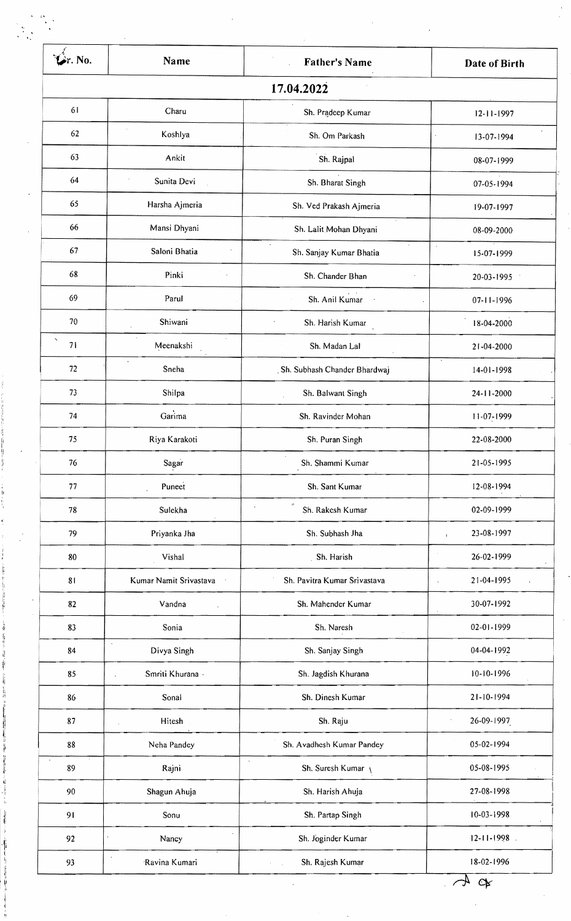| Sr. No. | Name | Father's Name | Date of Birth |
|---|---|---|---|
| 17.04.2022 | | | |
| 61 | Charu | Sh. Pradeep Kumar | 12-11-1997 |
| 62 | Koshlya | Sh. Om Parkash | 13-07-1994 |
| 63 | Ankit | Sh. Rajpal | 08-07-1999 |
| 64 | Sunita Devi | Sh. Bharat Singh | 07-05-1994 |
| 65 | Harsha Ajmeria | Sh. Ved Prakash Ajmeria | 19-07-1997 |
| 66 | Mansi Dhyani | Sh. Lalit Mohan Dhyani | 08-09-2000 |
| 67 | Saloni Bhatia | Sh. Sanjay Kumar Bhatia | 15-07-1999 |
| 68 | Pinki | Sh. Chander Bhan | 20-03-1995 |
| 69 | Parul | Sh. Anil Kumar | 07-11-1996 |
| 70 | Shiwani | Sh. Harish Kumar | 18-04-2000 |
| 71 | Meenakshi | Sh. Madan Lal | 21-04-2000 |
| 72 | Sneha | Sh. Subhash Chander Bhardwaj | 14-01-1998 |
| 73 | Shilpa | Sh. Balwant Singh | 24-11-2000 |
| 74 | Garima | Sh. Ravinder Mohan | 11-07-1999 |
| 75 | Riya Karakoti | Sh. Puran Singh | 22-08-2000 |
| 76 | Sagar | Sh. Shammi Kumar | 21-05-1995 |
| 77 | Puneet | Sh. Sant Kumar | 12-08-1994 |
| 78 | Sulekha | Sh. Rakesh Kumar | 02-09-1999 |
| 79 | Priyanka Jha | Sh. Subhash Jha | 23-08-1997 |
| 80 | Vishal | Sh. Harish | 26-02-1999 |
| 81 | Kumar Namit Srivastava | Sh. Pavitra Kumar Srivastava | 21-04-1995 |
| 82 | Vandna | Sh. Mahender Kumar | 30-07-1992 |
| 83 | Sonia | Sh. Naresh | 02-01-1999 |
| 84 | Divya Singh | Sh. Sanjay Singh | 04-04-1992 |
| 85 | Smriti Khurana | Sh. Jagdish Khurana | 10-10-1996 |
| 86 | Sonal | Sh. Dinesh Kumar | 21-10-1994 |
| 87 | Hitesh | Sh. Raju | 26-09-1997 |
| 88 | Neha Pandey | Sh. Avadhesh Kumar Pandey | 05-02-1994 |
| 89 | Rajni | Sh. Suresh Kumar | 05-08-1995 |
| 90 | Shagun Ahuja | Sh. Harish Ahuja | 27-08-1998 |
| 91 | Sonu | Sh. Partap Singh | 10-03-1998 |
| 92 | Nancy | Sh. Joginder Kumar | 12-11-1998 |
| 93 | Ravina Kumari | Sh. Rajesh Kumar | 18-02-1996 |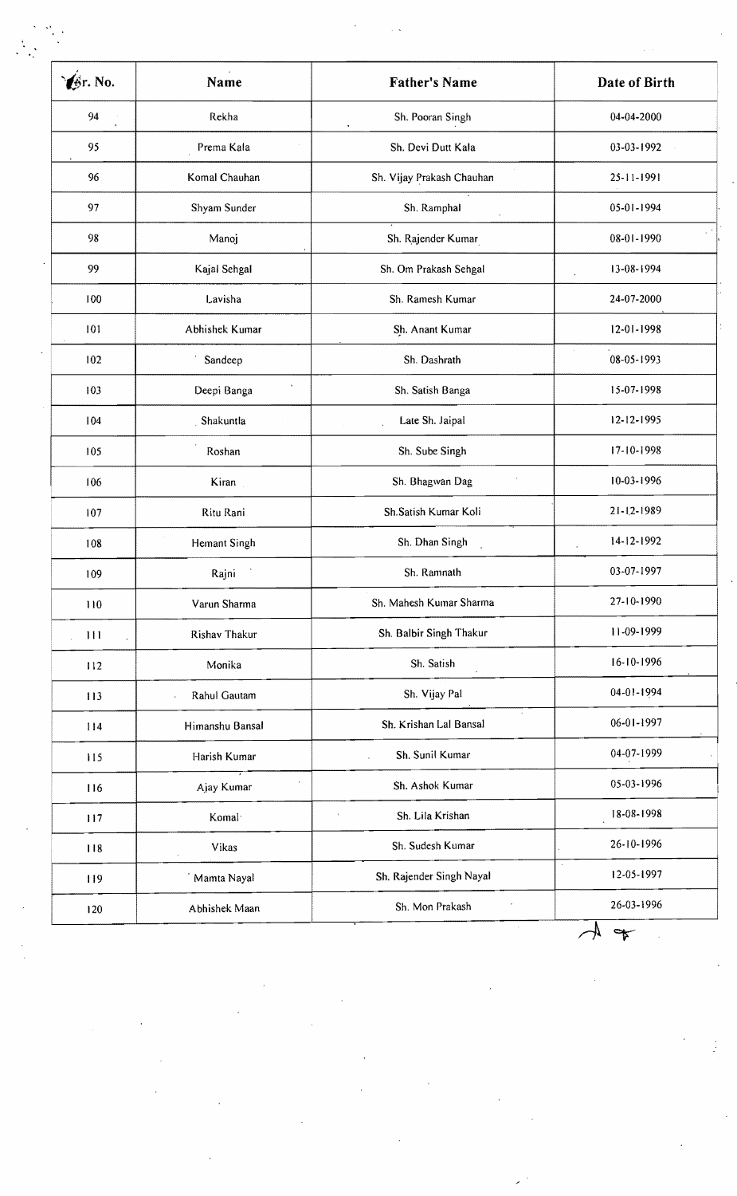| Sr. No. | Name | Father's Name | Date of Birth |
| --- | --- | --- | --- |
| 94 | Rekha | Sh. Pooran Singh | 04-04-2000 |
| 95 | Prema Kala | Sh. Devi Dutt Kala | 03-03-1992 |
| 96 | Komal Chauhan | Sh. Vijay Prakash Chauhan | 25-11-1991 |
| 97 | Shyam Sunder | Sh. Ramphal | 05-01-1994 |
| 98 | Manoj | Sh. Rajender Kumar | 08-01-1990 |
| 99 | Kajal Sehgal | Sh. Om Prakash Sehgal | 13-08-1994 |
| 100 | Lavisha | Sh. Ramesh Kumar | 24-07-2000 |
| 101 | Abhishek Kumar | Sh. Anant Kumar | 12-01-1998 |
| 102 | Sandeep | Sh. Dashrath | 08-05-1993 |
| 103 | Deepi Banga | Sh. Satish Banga | 15-07-1998 |
| 104 | Shakuntla | Late Sh. Jaipal | 12-12-1995 |
| 105 | Roshan | Sh. Sube Singh | 17-10-1998 |
| 106 | Kiran | Sh. Bhagwan Dag | 10-03-1996 |
| 107 | Ritu Rani | Sh.Satish Kumar Koli | 21-12-1989 |
| 108 | Hemant Singh | Sh. Dhan Singh | 14-12-1992 |
| 109 | Rajni | Sh. Ramnath | 03-07-1997 |
| 110 | Varun Sharma | Sh. Mahesh Kumar Sharma | 27-10-1990 |
| 111 | Rishav Thakur | Sh. Balbir Singh Thakur | 11-09-1999 |
| 112 | Monika | Sh. Satish | 16-10-1996 |
| 113 | Rahul Gautam | Sh. Vijay Pal | 04-01-1994 |
| 114 | Himanshu Bansal | Sh. Krishan Lal Bansal | 06-01-1997 |
| 115 | Harish Kumar | Sh. Sunil Kumar | 04-07-1999 |
| 116 | Ajay Kumar | Sh. Ashok Kumar | 05-03-1996 |
| 117 | Komal | Sh. Lila Krishan | 18-08-1998 |
| 118 | Vikas | Sh. Sudesh Kumar | 26-10-1996 |
| 119 | Mamta Nayal | Sh. Rajender Singh Nayal | 12-05-1997 |
| 120 | Abhishek Maan | Sh. Mon Prakash | 26-03-1996 |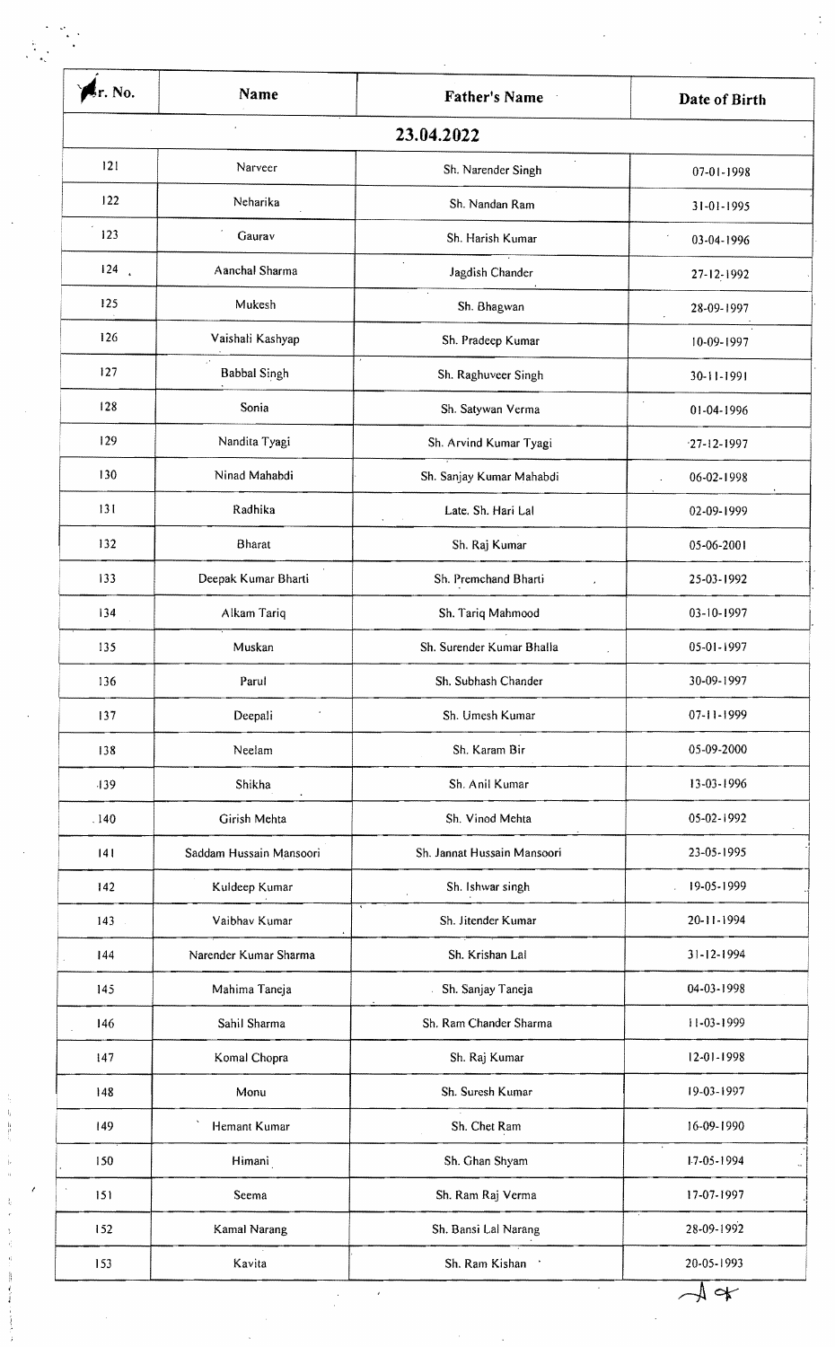| Sr. No. | Name | Father's Name | Date of Birth |
|---|---|---|---|
| 23.04.2022 | | | |
| 121 | Narveer | Sh. Narender Singh | 07-01-1998 |
| 122 | Neharika | Sh. Nandan Ram | 31-01-1995 |
| 123 | Gaurav | Sh. Harish Kumar | 03-04-1996 |
| 124 | Aanchal Sharma | Jagdish Chander | 27-12-1992 |
| 125 | Mukesh | Sh. Bhagwan | 28-09-1997 |
| 126 | Vaishali Kashyap | Sh. Pradeep Kumar | 10-09-1997 |
| 127 | Babbal Singh | Sh. Raghuveer Singh | 30-11-1991 |
| 128 | Sonia | Sh. Satywan Verma | 01-04-1996 |
| 129 | Nandita Tyagi | Sh. Arvind Kumar Tyagi | 27-12-1997 |
| 130 | Ninad Mahabdi | Sh. Sanjay Kumar Mahabdi | 06-02-1998 |
| 131 | Radhika | Late. Sh. Hari Lal | 02-09-1999 |
| 132 | Bharat | Sh. Raj Kumar | 05-06-2001 |
| 133 | Deepak Kumar Bharti | Sh. Premchand Bharti | 25-03-1992 |
| 134 | Alkam Tariq | Sh. Tariq Mahmood | 03-10-1997 |
| 135 | Muskan | Sh. Surender Kumar Bhalla | 05-01-1997 |
| 136 | Parul | Sh. Subhash Chander | 30-09-1997 |
| 137 | Deepali | Sh. Umesh Kumar | 07-11-1999 |
| 138 | Neelam | Sh. Karam Bir | 05-09-2000 |
| 139 | Shikha | Sh. Anil Kumar | 13-03-1996 |
| 140 | Girish Mehta | Sh. Vinod Mehta | 05-02-1992 |
| 141 | Saddam Hussain Mansoori | Sh. Jannat Hussain Mansoori | 23-05-1995 |
| 142 | Kuldeep Kumar | Sh. Ishwar singh | 19-05-1999 |
| 143 | Vaibhav Kumar | Sh. Jitender Kumar | 20-11-1994 |
| 144 | Narender Kumar Sharma | Sh. Krishan Lal | 31-12-1994 |
| 145 | Mahima Taneja | Sh. Sanjay Taneja | 04-03-1998 |
| 146 | Sahil Sharma | Sh. Ram Chander Sharma | 11-03-1999 |
| 147 | Komal Chopra | Sh. Raj Kumar | 12-01-1998 |
| 148 | Monu | Sh. Suresh Kumar | 19-03-1997 |
| 149 | Hemant Kumar | Sh. Chet Ram | 16-09-1990 |
| 150 | Himani | Sh. Ghan Shyam | 17-05-1994 |
| 151 | Seema | Sh. Ram Raj Verma | 17-07-1997 |
| 152 | Kamal Narang | Sh. Bansi Lal Narang | 28-09-1992 |
| 153 | Kavita | Sh. Ram Kishan | 20-05-1993 |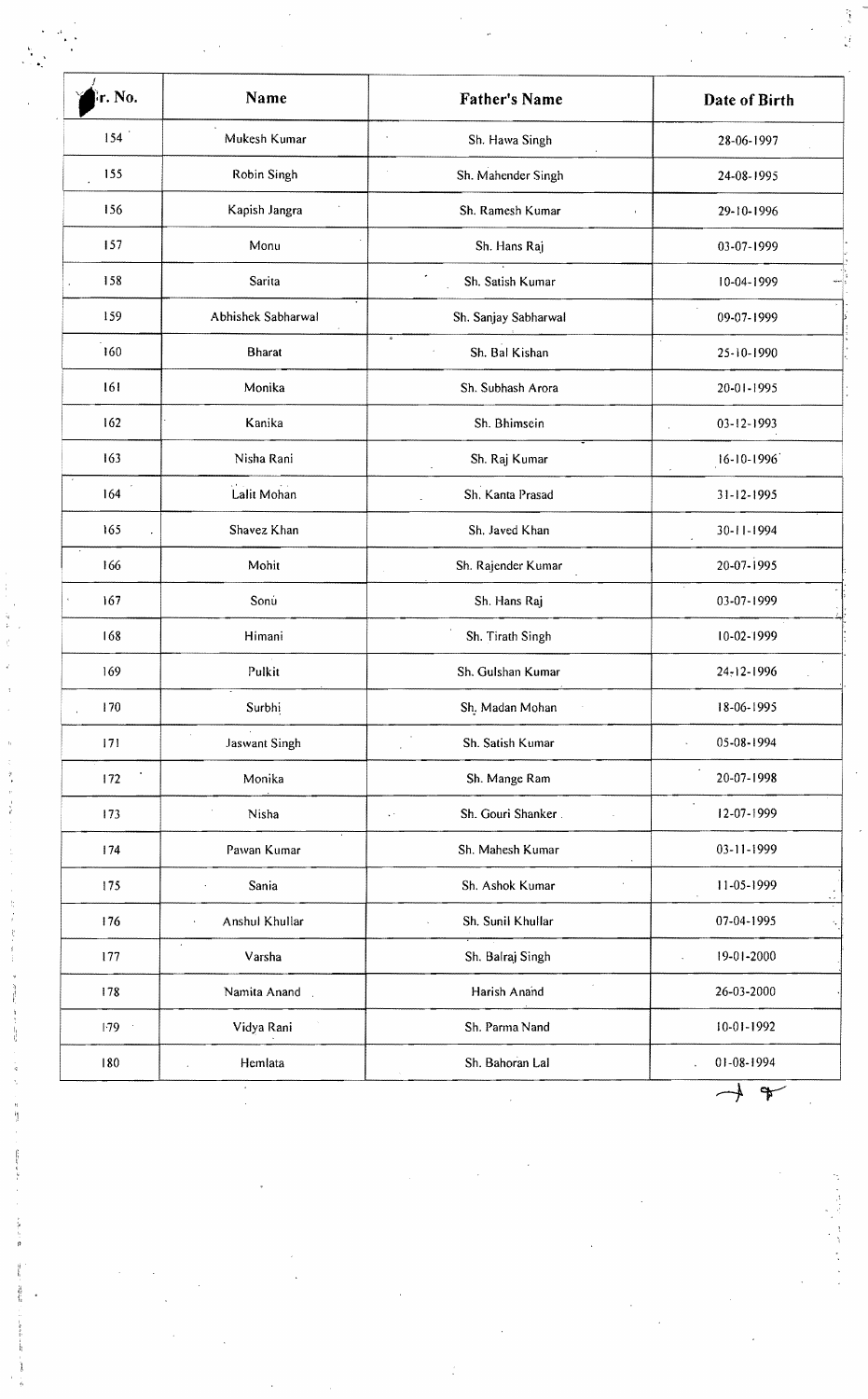| Sr. No. | Name | Father's Name | Date of Birth |
|---|---|---|---|
| 154 | Mukesh Kumar | Sh. Hawa Singh | 28-06-1997 |
| 155 | Robin Singh | Sh. Mahender Singh | 24-08-1995 |
| 156 | Kapish Jangra | Sh. Ramesh Kumar | 29-10-1996 |
| 157 | Monu | Sh. Hans Raj | 03-07-1999 |
| 158 | Sarita | Sh. Satish Kumar | 10-04-1999 |
| 159 | Abhishek Sabharwal | Sh. Sanjay Sabharwal | 09-07-1999 |
| 160 | Bharat | Sh. Bal Kishan | 25-10-1990 |
| 161 | Monika | Sh. Subhash Arora | 20-01-1995 |
| 162 | Kanika | Sh. Bhimsein | 03-12-1993 |
| 163 | Nisha Rani | Sh. Raj Kumar | 16-10-1996 |
| 164 | Lalit Mohan | Sh. Kanta Prasad | 31-12-1995 |
| 165 | Shavez Khan | Sh. Javed Khan | 30-11-1994 |
| 166 | Mohit | Sh. Rajender Kumar | 20-07-1995 |
| 167 | Sonu | Sh. Hans Raj | 03-07-1999 |
| 168 | Himani | Sh. Tirath Singh | 10-02-1999 |
| 169 | Pulkit | Sh. Gulshan Kumar | 24-12-1996 |
| 170 | Surbhi | Sh. Madan Mohan | 18-06-1995 |
| 171 | Jaswant Singh | Sh. Satish Kumar | 05-08-1994 |
| 172 | Monika | Sh. Mange Ram | 20-07-1998 |
| 173 | Nisha | Sh. Gouri Shanker | 12-07-1999 |
| 174 | Pawan Kumar | Sh. Mahesh Kumar | 03-11-1999 |
| 175 | Sania | Sh. Ashok Kumar | 11-05-1999 |
| 176 | Anshul Khullar | Sh. Sunil Khullar | 07-04-1995 |
| 177 | Varsha | Sh. Balraj Singh | 19-01-2000 |
| 178 | Namita Anand | Harish Anand | 26-03-2000 |
| 179 | Vidya Rani | Sh. Parma Nand | 10-01-1992 |
| 180 | Hemlata | Sh. Bahoran Lal | 01-08-1994 |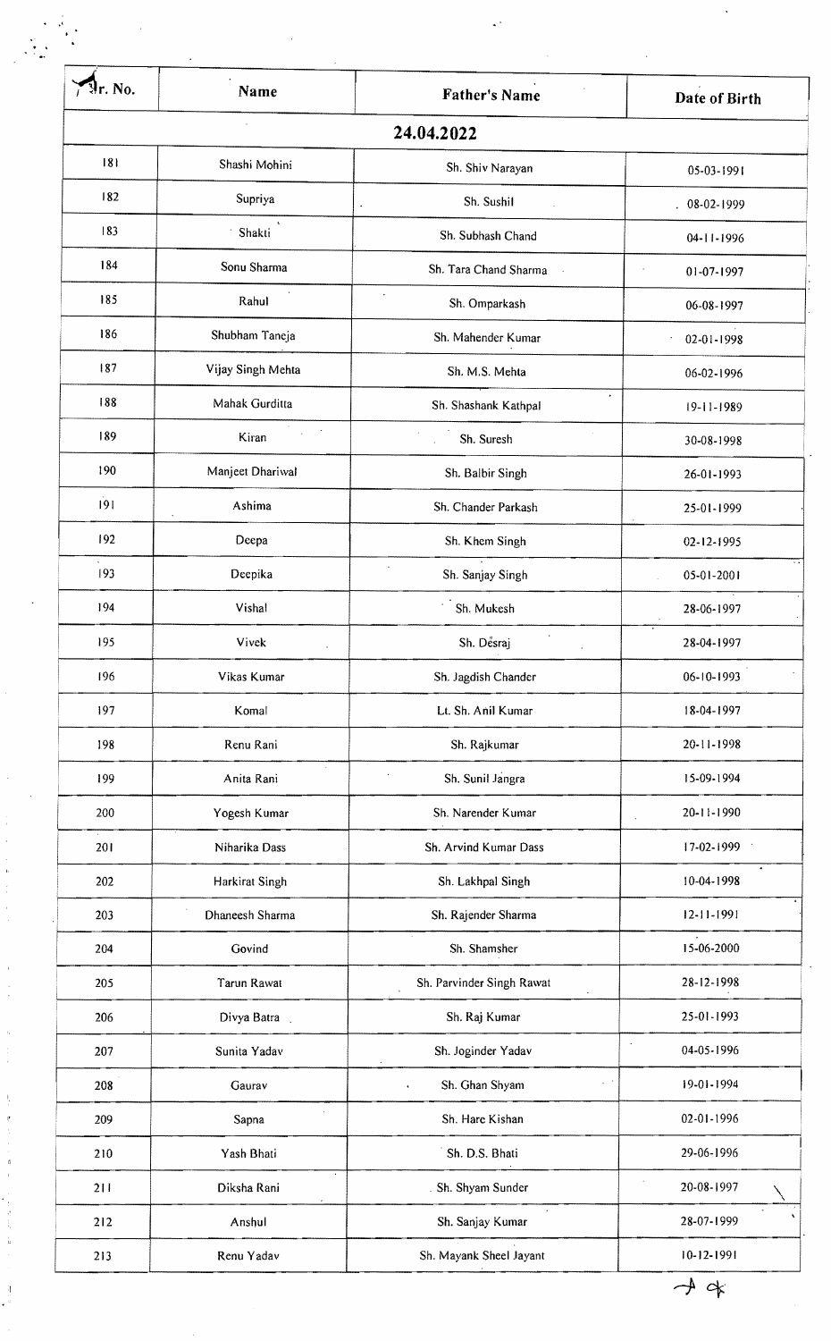| Sr. No. | Name | Father's Name | Date of Birth |
|---|---|---|---|
| 24.04.2022 | | | |
| 181 | Shashi Mohini | Sh. Shiv Narayan | 05-03-1991 |
| 182 | Supriya | Sh. Sushil | 08-02-1999 |
| 183 | Shakti | Sh. Subhash Chand | 04-11-1996 |
| 184 | Sonu Sharma | Sh. Tara Chand Sharma | 01-07-1997 |
| 185 | Rahul | Sh. Omparkash | 06-08-1997 |
| 186 | Shubham Taneja | Sh. Mahender Kumar | 02-01-1998 |
| 187 | Vijay Singh Mehta | Sh. M.S. Mehta | 06-02-1996 |
| 188 | Mahak Gurditta | Sh. Shashank Kathpal | 19-11-1989 |
| 189 | Kiran | Sh. Suresh | 30-08-1998 |
| 190 | Manjeet Dhariwal | Sh. Balbir Singh | 26-01-1993 |
| 191 | Ashima | Sh. Chander Parkash | 25-01-1999 |
| 192 | Deepa | Sh. Khem Singh | 02-12-1995 |
| 193 | Deepika | Sh. Sanjay Singh | 05-01-2001 |
| 194 | Vishal | Sh. Mukesh | 28-06-1997 |
| 195 | Vivek | Sh. Desraj | 28-04-1997 |
| 196 | Vikas Kumar | Sh. Jagdish Chander | 06-10-1993 |
| 197 | Komal | Lt. Sh. Anil Kumar | 18-04-1997 |
| 198 | Renu Rani | Sh. Rajkumar | 20-11-1998 |
| 199 | Anita Rani | Sh. Sunil Jangra | 15-09-1994 |
| 200 | Yogesh Kumar | Sh. Narender Kumar | 20-11-1990 |
| 201 | Niharika Dass | Sh. Arvind Kumar Dass | 17-02-1999 |
| 202 | Harkirat Singh | Sh. Lakhpal Singh | 10-04-1998 |
| 203 | Dhaneesh Sharma | Sh. Rajender Sharma | 12-11-1991 |
| 204 | Govind | Sh. Shamsher | 15-06-2000 |
| 205 | Tarun Rawat | Sh. Parvinder Singh Rawat | 28-12-1998 |
| 206 | Divya Batra | Sh. Raj Kumar | 25-01-1993 |
| 207 | Sunita Yadav | Sh. Joginder Yadav | 04-05-1996 |
| 208 | Gaurav | Sh. Ghan Shyam | 19-01-1994 |
| 209 | Sapna | Sh. Hare Kishan | 02-01-1996 |
| 210 | Yash Bhati | Sh. D.S. Bhati | 29-06-1996 |
| 211 | Diksha Rani | Sh. Shyam Sunder | 20-08-1997 |
| 212 | Anshul | Sh. Sanjay Kumar | 28-07-1999 |
| 213 | Renu Yadav | Sh. Mayank Sheel Jayant | 10-12-1991 |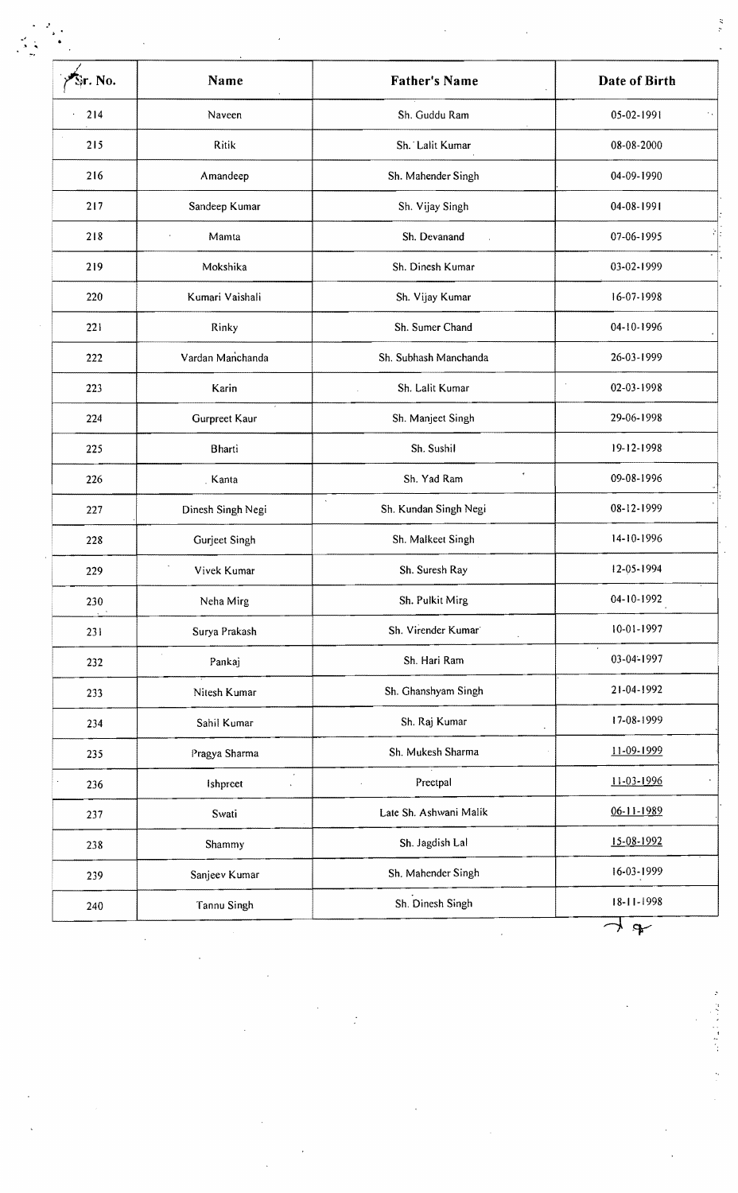| Sr. No. | Name | Father's Name | Date of Birth |
|---|---|---|---|
| 214 | Naveen | Sh. Guddu Ram | 05-02-1991 |
| 215 | Ritik | Sh. Lalit Kumar | 08-08-2000 |
| 216 | Amandeep | Sh. Mahender Singh | 04-09-1990 |
| 217 | Sandeep Kumar | Sh. Vijay Singh | 04-08-1991 |
| 218 | Mamta | Sh. Devanand | 07-06-1995 |
| 219 | Mokshika | Sh. Dinesh Kumar | 03-02-1999 |
| 220 | Kumari Vaishali | Sh. Vijay Kumar | 16-07-1998 |
| 221 | Rinky | Sh. Sumer Chand | 04-10-1996 |
| 222 | Vardan Manchanda | Sh. Subhash Manchanda | 26-03-1999 |
| 223 | Karin | Sh. Lalit Kumar | 02-03-1998 |
| 224 | Gurpreet Kaur | Sh. Manjeet Singh | 29-06-1998 |
| 225 | Bharti | Sh. Sushil | 19-12-1998 |
| 226 | Kanta | Sh. Yad Ram | 09-08-1996 |
| 227 | Dinesh Singh Negi | Sh. Kundan Singh Negi | 08-12-1999 |
| 228 | Gurjeet Singh | Sh. Malkeet Singh | 14-10-1996 |
| 229 | Vivek Kumar | Sh. Suresh Ray | 12-05-1994 |
| 230 | Neha Mirg | Sh. Pulkit Mirg | 04-10-1992 |
| 231 | Surya Prakash | Sh. Virender Kumar | 10-01-1997 |
| 232 | Pankaj | Sh. Hari Ram | 03-04-1997 |
| 233 | Nitesh Kumar | Sh. Ghanshyam Singh | 21-04-1992 |
| 234 | Sahil Kumar | Sh. Raj Kumar | 17-08-1999 |
| 235 | Pragya Sharma | Sh. Mukesh Sharma | 11-09-1999 |
| 236 | Ishpreet | Preetpal | 11-03-1996 |
| 237 | Swati | Late Sh. Ashwani Malik | 06-11-1989 |
| 238 | Shammy | Sh. Jagdish Lal | 15-08-1992 |
| 239 | Sanjeev Kumar | Sh. Mahender Singh | 16-03-1999 |
| 240 | Tannu Singh | Sh. Dinesh Singh | 18-11-1998 |